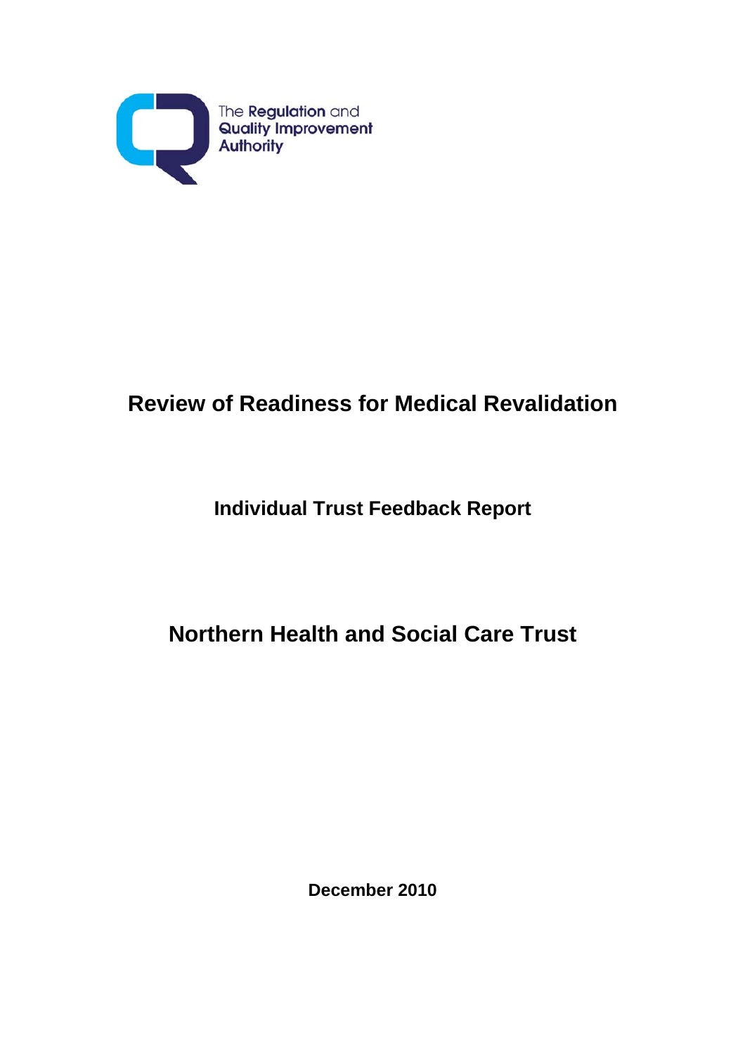The Regulation and Quality Improvement Authority

# Review of Readiness for Medical Revalidation

## Individual Trust Feedback Report

# Northern Health and Social Care Trust

**December 2010**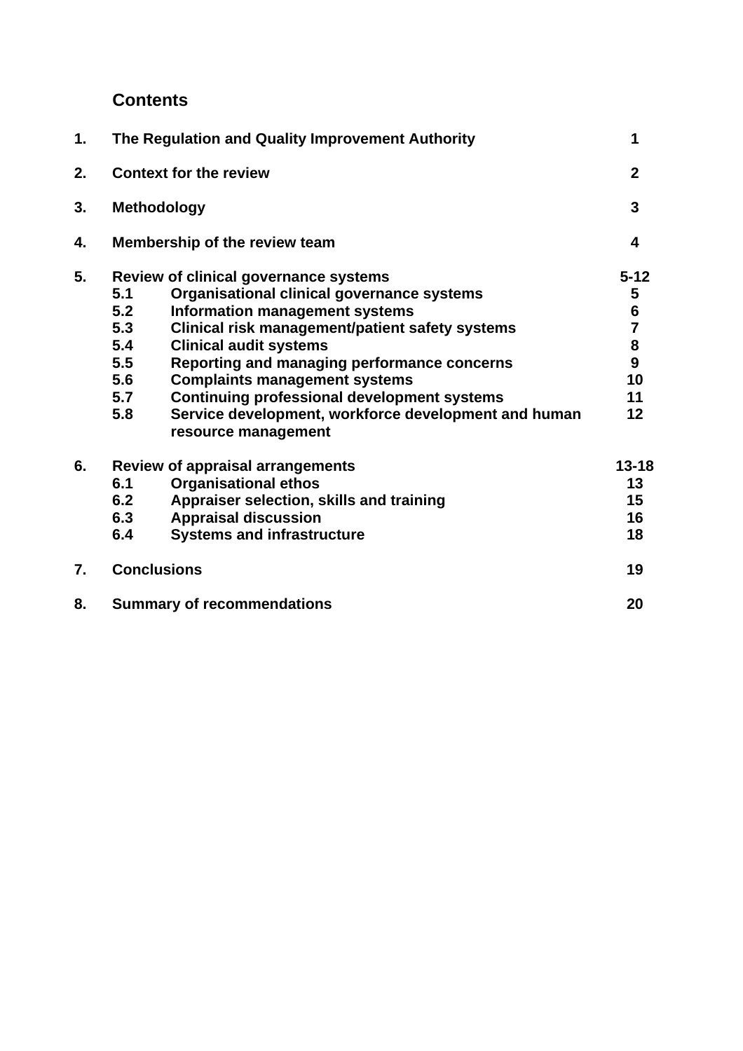## Contents

| | | | |
|---|---|---|---|
| **1.** | **The Regulation and Quality Improvement Authority** | | **1** |
| **2.** | **Context for the review** | | **2** |
| **3.** | **Methodology** | | **3** |
| **4.** | **Membership of the review team** | | **4** |
| **5.** | **Review of clinical governance systems** | | **5-12** |
| | **5.1** | **Organisational clinical governance systems** | **5** |
| | **5.2** | **Information management systems** | **6** |
| | **5.3** | **Clinical risk management/patient safety systems** | **7** |
| | **5.4** | **Clinical audit systems** | **8** |
| | **5.5** | **Reporting and managing performance concerns** | **9** |
| | **5.6** | **Complaints management systems** | **10** |
| | **5.7** | **Continuing professional development systems** | **11** |
| | **5.8** | **Service development, workforce development and human resource management** | **12** |
| **6.** | **Review of appraisal arrangements** | | **13-18** |
| | **6.1** | **Organisational ethos** | **13** |
| | **6.2** | **Appraiser selection, skills and training** | **15** |
| | **6.3** | **Appraisal discussion** | **16** |
| | **6.4** | **Systems and infrastructure** | **18** |
| **7.** | **Conclusions** | | **19** |
| **8.** | **Summary of recommendations** | | **20** |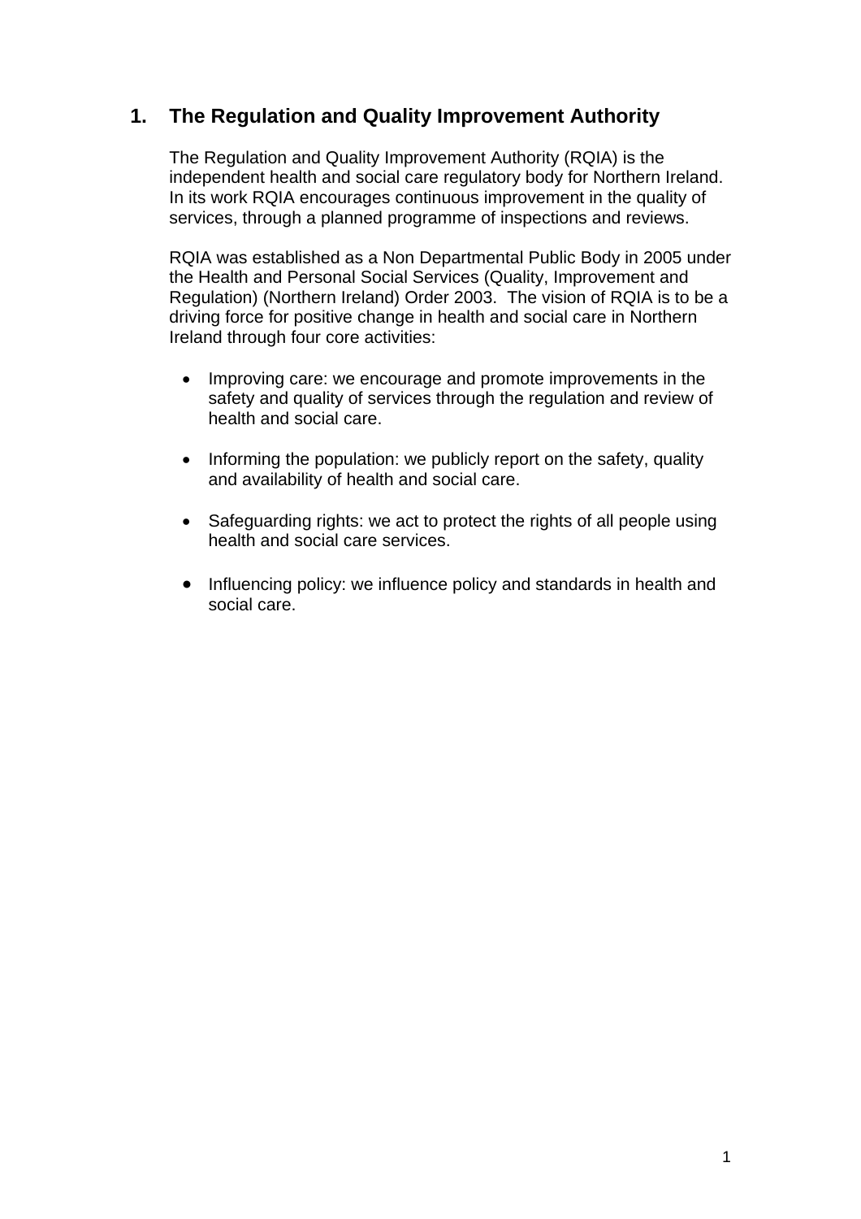## 1. The Regulation and Quality Improvement Authority

The Regulation and Quality Improvement Authority (RQIA) is the independent health and social care regulatory body for Northern Ireland. In its work RQIA encourages continuous improvement in the quality of services, through a planned programme of inspections and reviews.

RQIA was established as a Non Departmental Public Body in 2005 under the Health and Personal Social Services (Quality, Improvement and Regulation) (Northern Ireland) Order 2003. The vision of RQIA is to be a driving force for positive change in health and social care in Northern Ireland through four core activities:

- Improving care: we encourage and promote improvements in the safety and quality of services through the regulation and review of health and social care.
- Informing the population: we publicly report on the safety, quality and availability of health and social care.
- Safeguarding rights: we act to protect the rights of all people using health and social care services.
- Influencing policy: we influence policy and standards in health and social care.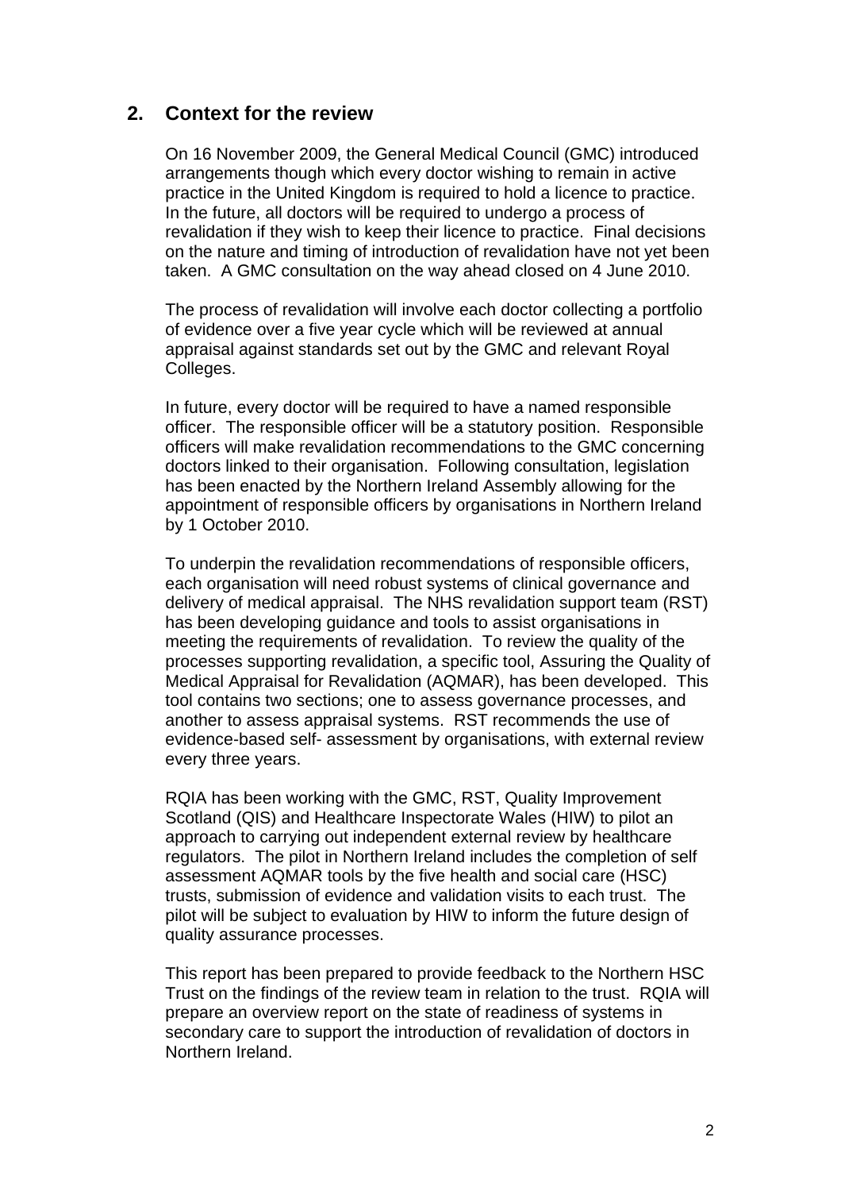## 2. Context for the review

On 16 November 2009, the General Medical Council (GMC) introduced arrangements though which every doctor wishing to remain in active practice in the United Kingdom is required to hold a licence to practice. In the future, all doctors will be required to undergo a process of revalidation if they wish to keep their licence to practice. Final decisions on the nature and timing of introduction of revalidation have not yet been taken. A GMC consultation on the way ahead closed on 4 June 2010.

The process of revalidation will involve each doctor collecting a portfolio of evidence over a five year cycle which will be reviewed at annual appraisal against standards set out by the GMC and relevant Royal Colleges.

In future, every doctor will be required to have a named responsible officer. The responsible officer will be a statutory position. Responsible officers will make revalidation recommendations to the GMC concerning doctors linked to their organisation. Following consultation, legislation has been enacted by the Northern Ireland Assembly allowing for the appointment of responsible officers by organisations in Northern Ireland by 1 October 2010.

To underpin the revalidation recommendations of responsible officers, each organisation will need robust systems of clinical governance and delivery of medical appraisal. The NHS revalidation support team (RST) has been developing guidance and tools to assist organisations in meeting the requirements of revalidation. To review the quality of the processes supporting revalidation, a specific tool, Assuring the Quality of Medical Appraisal for Revalidation (AQMAR), has been developed. This tool contains two sections; one to assess governance processes, and another to assess appraisal systems. RST recommends the use of evidence-based self- assessment by organisations, with external review every three years.

RQIA has been working with the GMC, RST, Quality Improvement Scotland (QIS) and Healthcare Inspectorate Wales (HIW) to pilot an approach to carrying out independent external review by healthcare regulators. The pilot in Northern Ireland includes the completion of self assessment AQMAR tools by the five health and social care (HSC) trusts, submission of evidence and validation visits to each trust. The pilot will be subject to evaluation by HIW to inform the future design of quality assurance processes.

This report has been prepared to provide feedback to the Northern HSC Trust on the findings of the review team in relation to the trust. RQIA will prepare an overview report on the state of readiness of systems in secondary care to support the introduction of revalidation of doctors in Northern Ireland.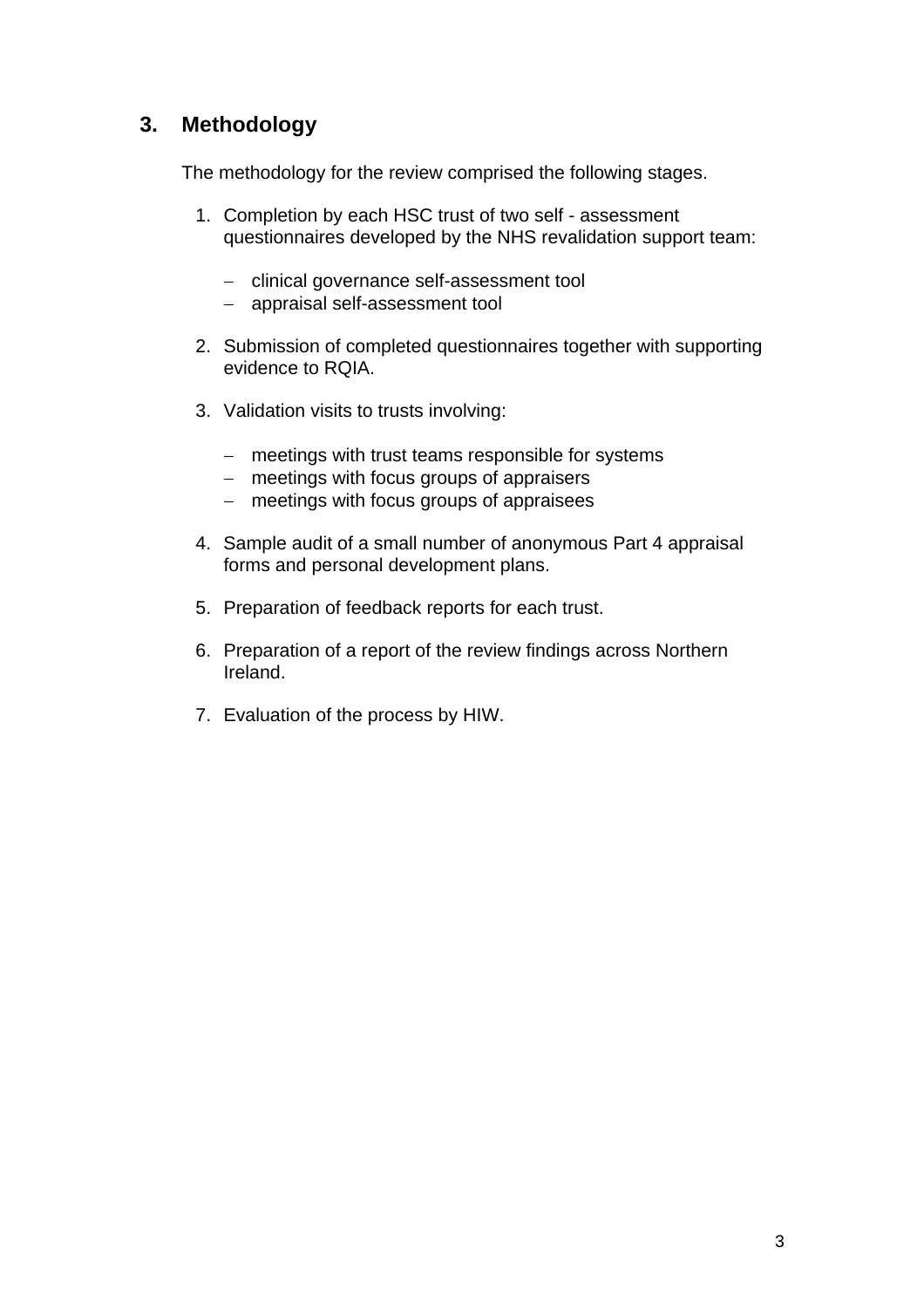## 3. Methodology

The methodology for the review comprised the following stages.

1. Completion by each HSC trust of two self - assessment questionnaires developed by the NHS revalidation support team:

   - clinical governance self-assessment tool
   - appraisal self-assessment tool

2. Submission of completed questionnaires together with supporting evidence to RQIA.

3. Validation visits to trusts involving:

   - meetings with trust teams responsible for systems
   - meetings with focus groups of appraisers
   - meetings with focus groups of appraisees

4. Sample audit of a small number of anonymous Part 4 appraisal forms and personal development plans.

5. Preparation of feedback reports for each trust.

6. Preparation of a report of the review findings across Northern Ireland.

7. Evaluation of the process by HIW.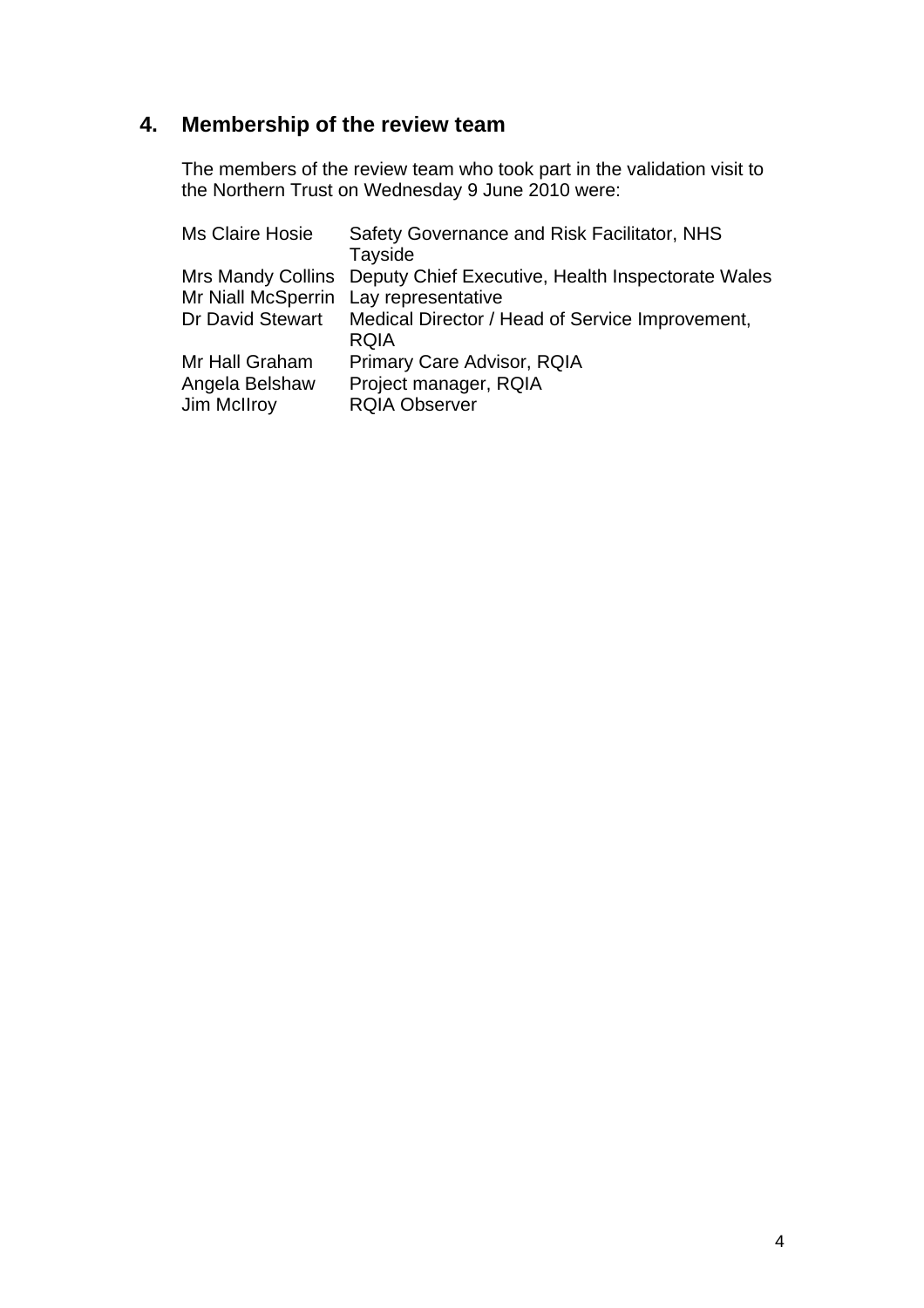## 4. Membership of the review team

The members of the review team who took part in the validation visit to the Northern Trust on Wednesday 9 June 2010 were:

| | |
|---|---|
| Ms Claire Hosie | Safety Governance and Risk Facilitator, NHS Tayside |
| Mrs Mandy Collins | Deputy Chief Executive, Health Inspectorate Wales |
| Mr Niall McSperrin | Lay representative |
| Dr David Stewart | Medical Director / Head of Service Improvement, RQIA |
| Mr Hall Graham | Primary Care Advisor, RQIA |
| Angela Belshaw | Project manager, RQIA |
| Jim McIlroy | RQIA Observer |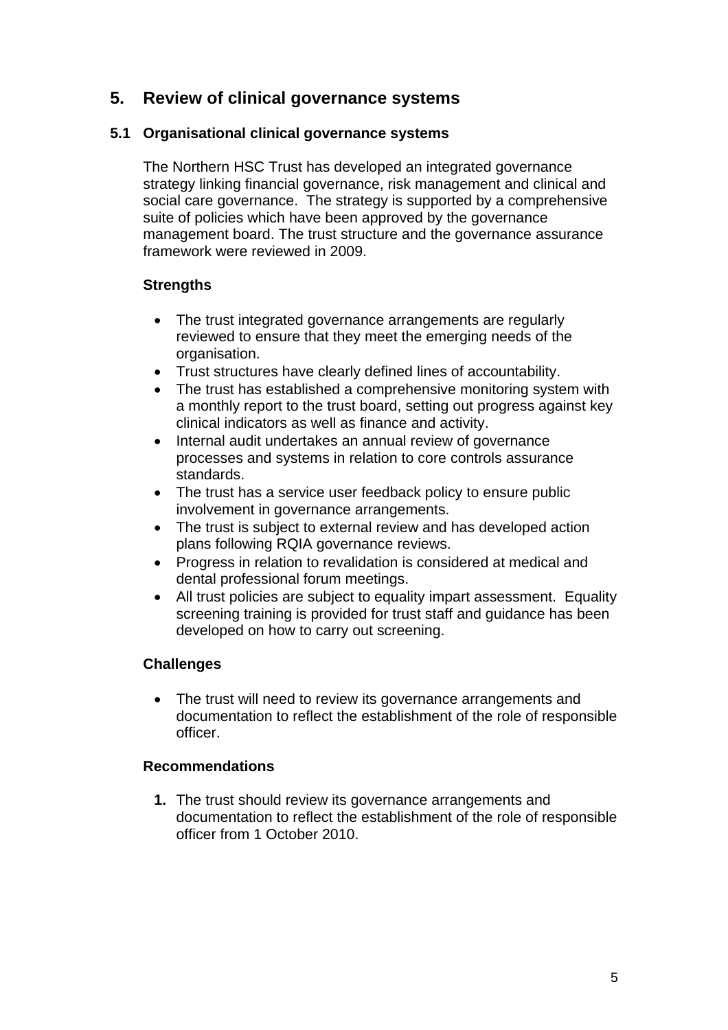# 5. Review of clinical governance systems

## 5.1 Organisational clinical governance systems

The Northern HSC Trust has developed an integrated governance strategy linking financial governance, risk management and clinical and social care governance. The strategy is supported by a comprehensive suite of policies which have been approved by the governance management board. The trust structure and the governance assurance framework were reviewed in 2009.

### Strengths

- The trust integrated governance arrangements are regularly reviewed to ensure that they meet the emerging needs of the organisation.
- Trust structures have clearly defined lines of accountability.
- The trust has established a comprehensive monitoring system with a monthly report to the trust board, setting out progress against key clinical indicators as well as finance and activity.
- Internal audit undertakes an annual review of governance processes and systems in relation to core controls assurance standards.
- The trust has a service user feedback policy to ensure public involvement in governance arrangements.
- The trust is subject to external review and has developed action plans following RQIA governance reviews.
- Progress in relation to revalidation is considered at medical and dental professional forum meetings.
- All trust policies are subject to equality impart assessment. Equality screening training is provided for trust staff and guidance has been developed on how to carry out screening.

### Challenges

- The trust will need to review its governance arrangements and documentation to reflect the establishment of the role of responsible officer.

### Recommendations

1. The trust should review its governance arrangements and documentation to reflect the establishment of the role of responsible officer from 1 October 2010.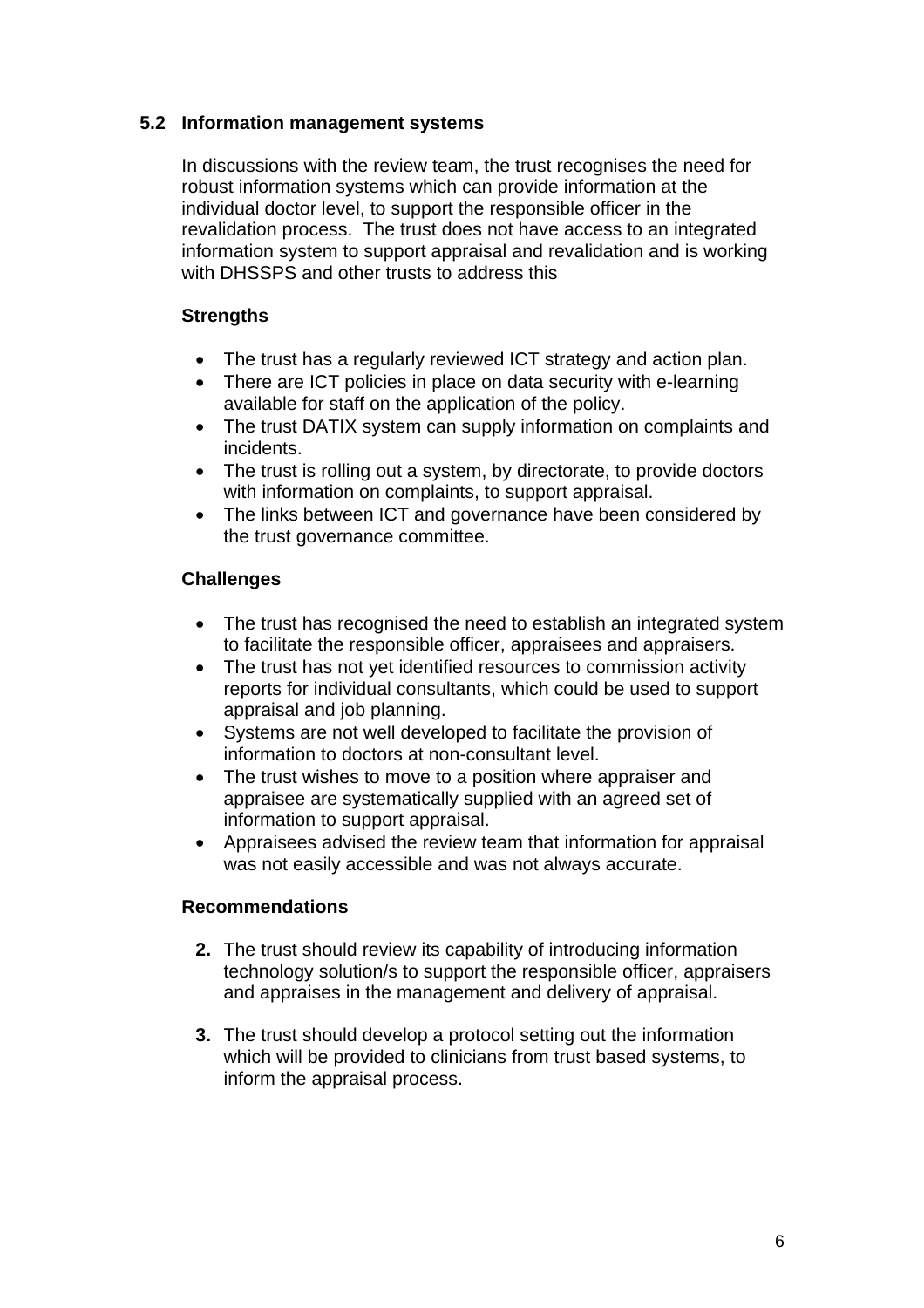### 5.2 Information management systems

In discussions with the review team, the trust recognises the need for robust information systems which can provide information at the individual doctor level, to support the responsible officer in the revalidation process. The trust does not have access to an integrated information system to support appraisal and revalidation and is working with DHSSPS and other trusts to address this

**Strengths**

- The trust has a regularly reviewed ICT strategy and action plan.
- There are ICT policies in place on data security with e-learning available for staff on the application of the policy.
- The trust DATIX system can supply information on complaints and incidents.
- The trust is rolling out a system, by directorate, to provide doctors with information on complaints, to support appraisal.
- The links between ICT and governance have been considered by the trust governance committee.

**Challenges**

- The trust has recognised the need to establish an integrated system to facilitate the responsible officer, appraisees and appraisers.
- The trust has not yet identified resources to commission activity reports for individual consultants, which could be used to support appraisal and job planning.
- Systems are not well developed to facilitate the provision of information to doctors at non-consultant level.
- The trust wishes to move to a position where appraiser and appraisee are systematically supplied with an agreed set of information to support appraisal.
- Appraisees advised the review team that information for appraisal was not easily accessible and was not always accurate.

**Recommendations**

**2.** The trust should review its capability of introducing information technology solution/s to support the responsible officer, appraisers and appraises in the management and delivery of appraisal.

**3.** The trust should develop a protocol setting out the information which will be provided to clinicians from trust based systems, to inform the appraisal process.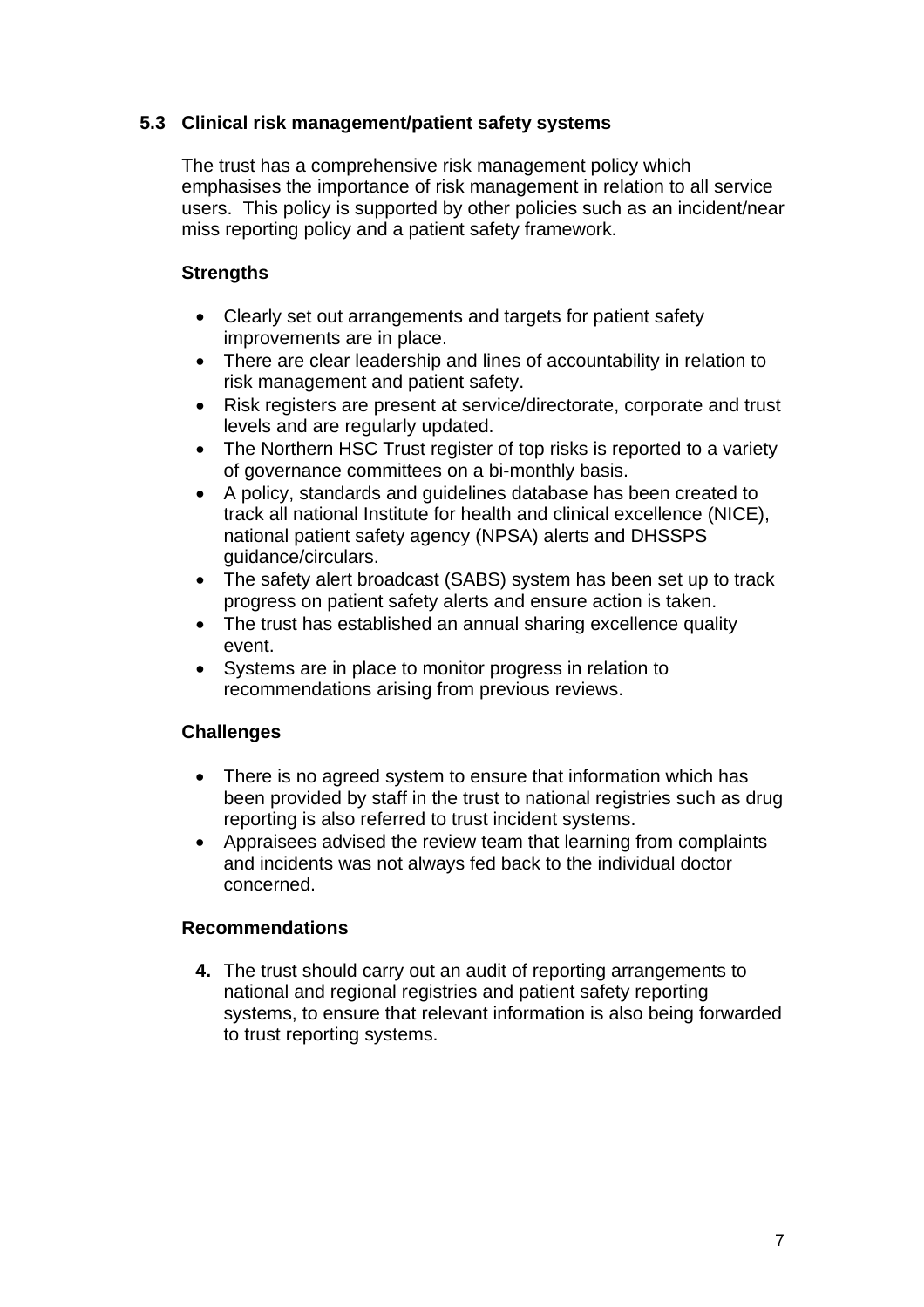## 5.3 Clinical risk management/patient safety systems

The trust has a comprehensive risk management policy which emphasises the importance of risk management in relation to all service users. This policy is supported by other policies such as an incident/near miss reporting policy and a patient safety framework.

### Strengths

- Clearly set out arrangements and targets for patient safety improvements are in place.
- There are clear leadership and lines of accountability in relation to risk management and patient safety.
- Risk registers are present at service/directorate, corporate and trust levels and are regularly updated.
- The Northern HSC Trust register of top risks is reported to a variety of governance committees on a bi-monthly basis.
- A policy, standards and guidelines database has been created to track all national Institute for health and clinical excellence (NICE), national patient safety agency (NPSA) alerts and DHSSPS guidance/circulars.
- The safety alert broadcast (SABS) system has been set up to track progress on patient safety alerts and ensure action is taken.
- The trust has established an annual sharing excellence quality event.
- Systems are in place to monitor progress in relation to recommendations arising from previous reviews.

### Challenges

- There is no agreed system to ensure that information which has been provided by staff in the trust to national registries such as drug reporting is also referred to trust incident systems.
- Appraisees advised the review team that learning from complaints and incidents was not always fed back to the individual doctor concerned.

### Recommendations

**4.** The trust should carry out an audit of reporting arrangements to national and regional registries and patient safety reporting systems, to ensure that relevant information is also being forwarded to trust reporting systems.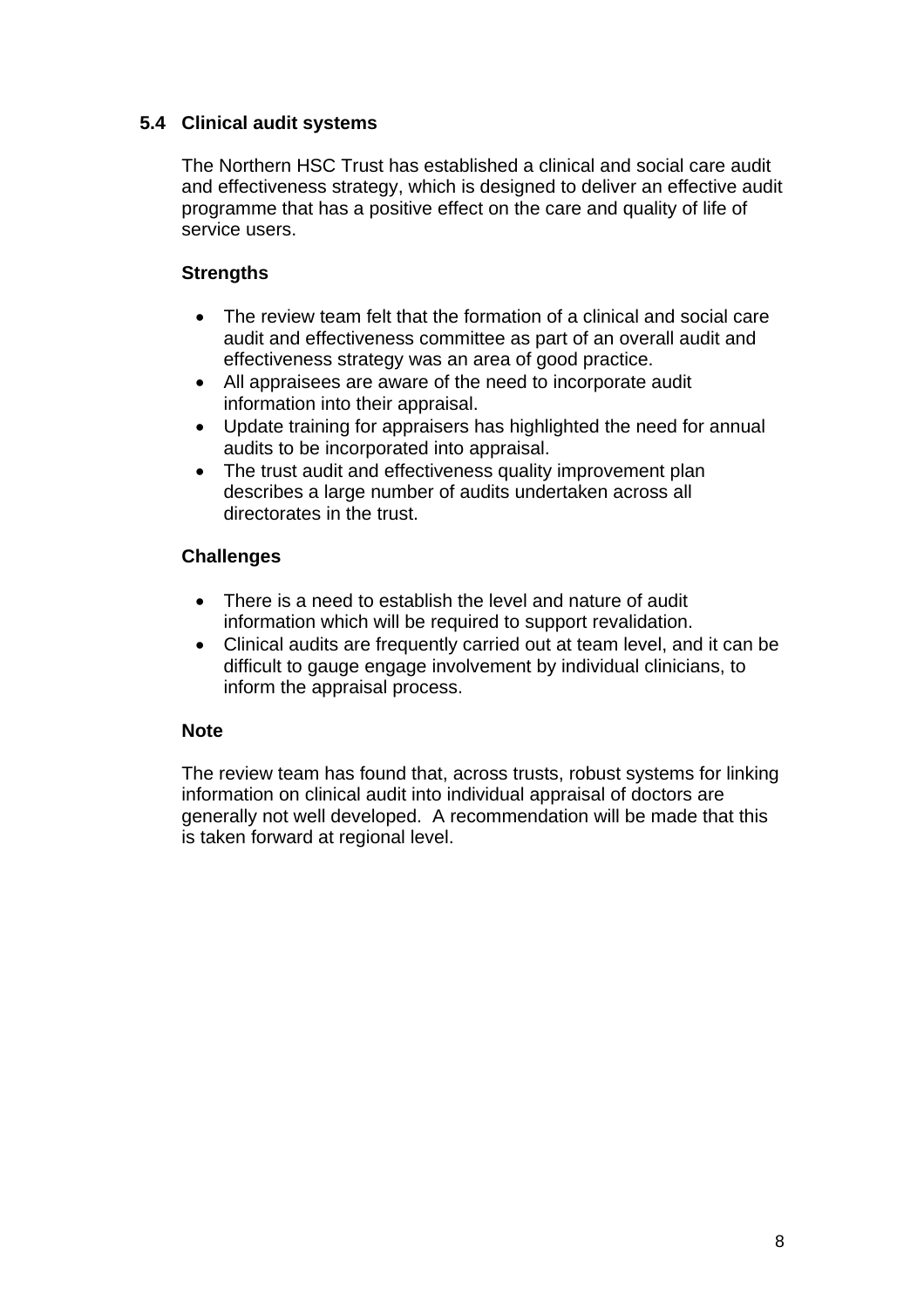## 5.4 Clinical audit systems

The Northern HSC Trust has established a clinical and social care audit and effectiveness strategy, which is designed to deliver an effective audit programme that has a positive effect on the care and quality of life of service users.

### Strengths

- The review team felt that the formation of a clinical and social care audit and effectiveness committee as part of an overall audit and effectiveness strategy was an area of good practice.
- All appraisees are aware of the need to incorporate audit information into their appraisal.
- Update training for appraisers has highlighted the need for annual audits to be incorporated into appraisal.
- The trust audit and effectiveness quality improvement plan describes a large number of audits undertaken across all directorates in the trust.

### Challenges

- There is a need to establish the level and nature of audit information which will be required to support revalidation.
- Clinical audits are frequently carried out at team level, and it can be difficult to gauge engage involvement by individual clinicians, to inform the appraisal process.

### Note

The review team has found that, across trusts, robust systems for linking information on clinical audit into individual appraisal of doctors are generally not well developed. A recommendation will be made that this is taken forward at regional level.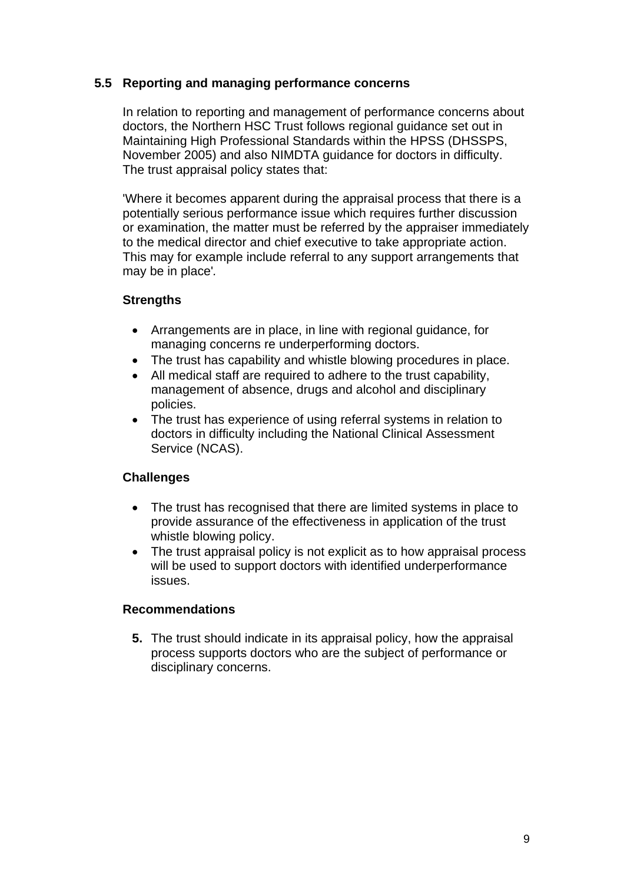## 5.5 Reporting and managing performance concerns

In relation to reporting and management of performance concerns about doctors, the Northern HSC Trust follows regional guidance set out in Maintaining High Professional Standards within the HPSS (DHSSPS, November 2005) and also NIMDTA guidance for doctors in difficulty. The trust appraisal policy states that:

'Where it becomes apparent during the appraisal process that there is a potentially serious performance issue which requires further discussion or examination, the matter must be referred by the appraiser immediately to the medical director and chief executive to take appropriate action. This may for example include referral to any support arrangements that may be in place'.

### Strengths

- Arrangements are in place, in line with regional guidance, for managing concerns re underperforming doctors.
- The trust has capability and whistle blowing procedures in place.
- All medical staff are required to adhere to the trust capability, management of absence, drugs and alcohol and disciplinary policies.
- The trust has experience of using referral systems in relation to doctors in difficulty including the National Clinical Assessment Service (NCAS).

### Challenges

- The trust has recognised that there are limited systems in place to provide assurance of the effectiveness in application of the trust whistle blowing policy.
- The trust appraisal policy is not explicit as to how appraisal process will be used to support doctors with identified underperformance issues.

### Recommendations

**5.** The trust should indicate in its appraisal policy, how the appraisal process supports doctors who are the subject of performance or disciplinary concerns.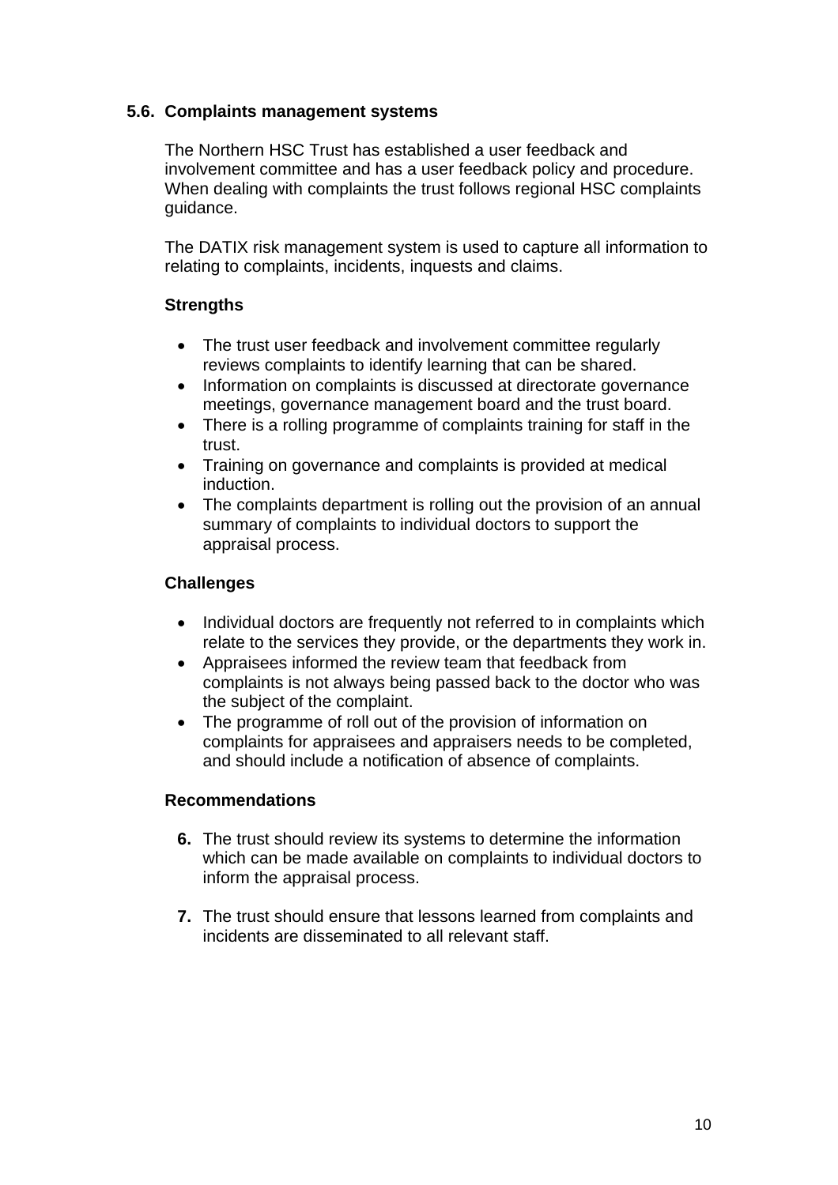### 5.6. Complaints management systems

The Northern HSC Trust has established a user feedback and involvement committee and has a user feedback policy and procedure. When dealing with complaints the trust follows regional HSC complaints guidance.

The DATIX risk management system is used to capture all information to relating to complaints, incidents, inquests and claims.

**Strengths**

- The trust user feedback and involvement committee regularly reviews complaints to identify learning that can be shared.
- Information on complaints is discussed at directorate governance meetings, governance management board and the trust board.
- There is a rolling programme of complaints training for staff in the trust.
- Training on governance and complaints is provided at medical induction.
- The complaints department is rolling out the provision of an annual summary of complaints to individual doctors to support the appraisal process.

**Challenges**

- Individual doctors are frequently not referred to in complaints which relate to the services they provide, or the departments they work in.
- Appraisees informed the review team that feedback from complaints is not always being passed back to the doctor who was the subject of the complaint.
- The programme of roll out of the provision of information on complaints for appraisees and appraisers needs to be completed, and should include a notification of absence of complaints.

**Recommendations**

6. The trust should review its systems to determine the information which can be made available on complaints to individual doctors to inform the appraisal process.

7. The trust should ensure that lessons learned from complaints and incidents are disseminated to all relevant staff.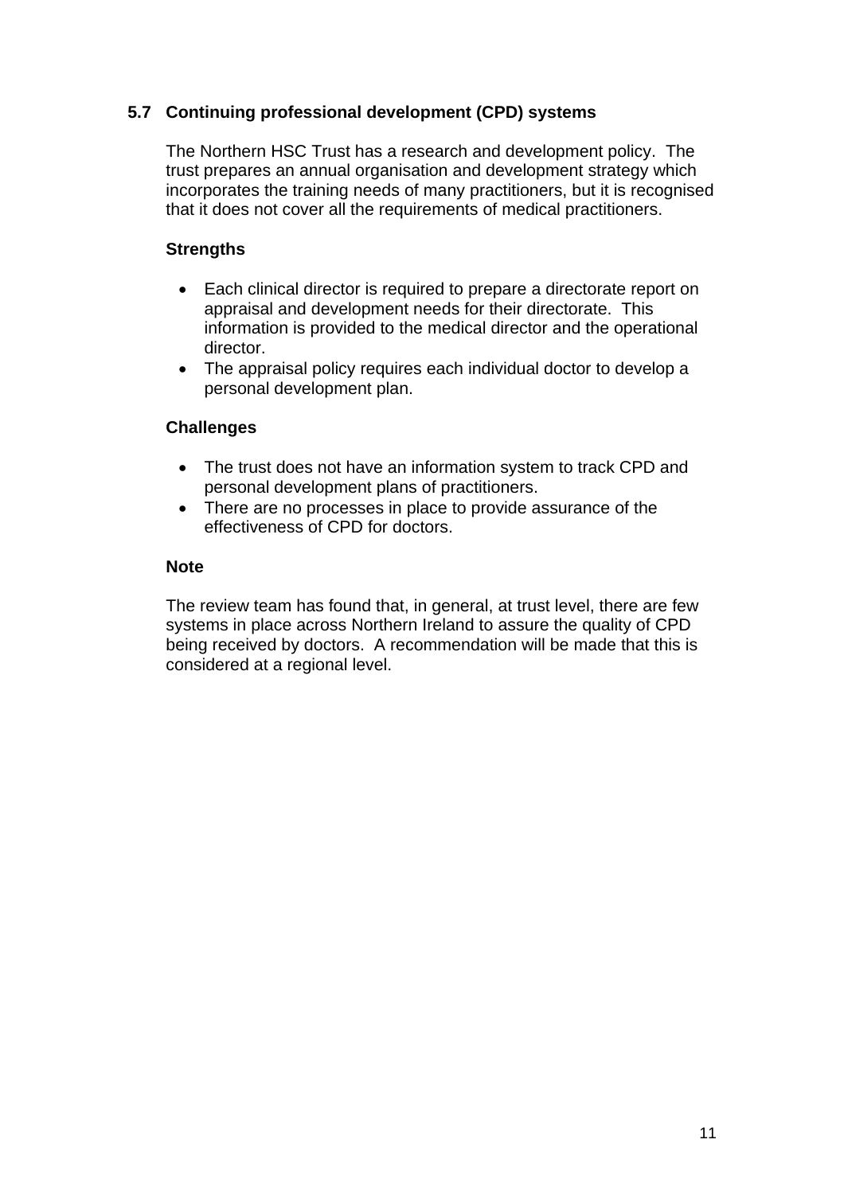## 5.7 Continuing professional development (CPD) systems

The Northern HSC Trust has a research and development policy. The trust prepares an annual organisation and development strategy which incorporates the training needs of many practitioners, but it is recognised that it does not cover all the requirements of medical practitioners.

### Strengths

- Each clinical director is required to prepare a directorate report on appraisal and development needs for their directorate. This information is provided to the medical director and the operational director.
- The appraisal policy requires each individual doctor to develop a personal development plan.

### Challenges

- The trust does not have an information system to track CPD and personal development plans of practitioners.
- There are no processes in place to provide assurance of the effectiveness of CPD for doctors.

### Note

The review team has found that, in general, at trust level, there are few systems in place across Northern Ireland to assure the quality of CPD being received by doctors. A recommendation will be made that this is considered at a regional level.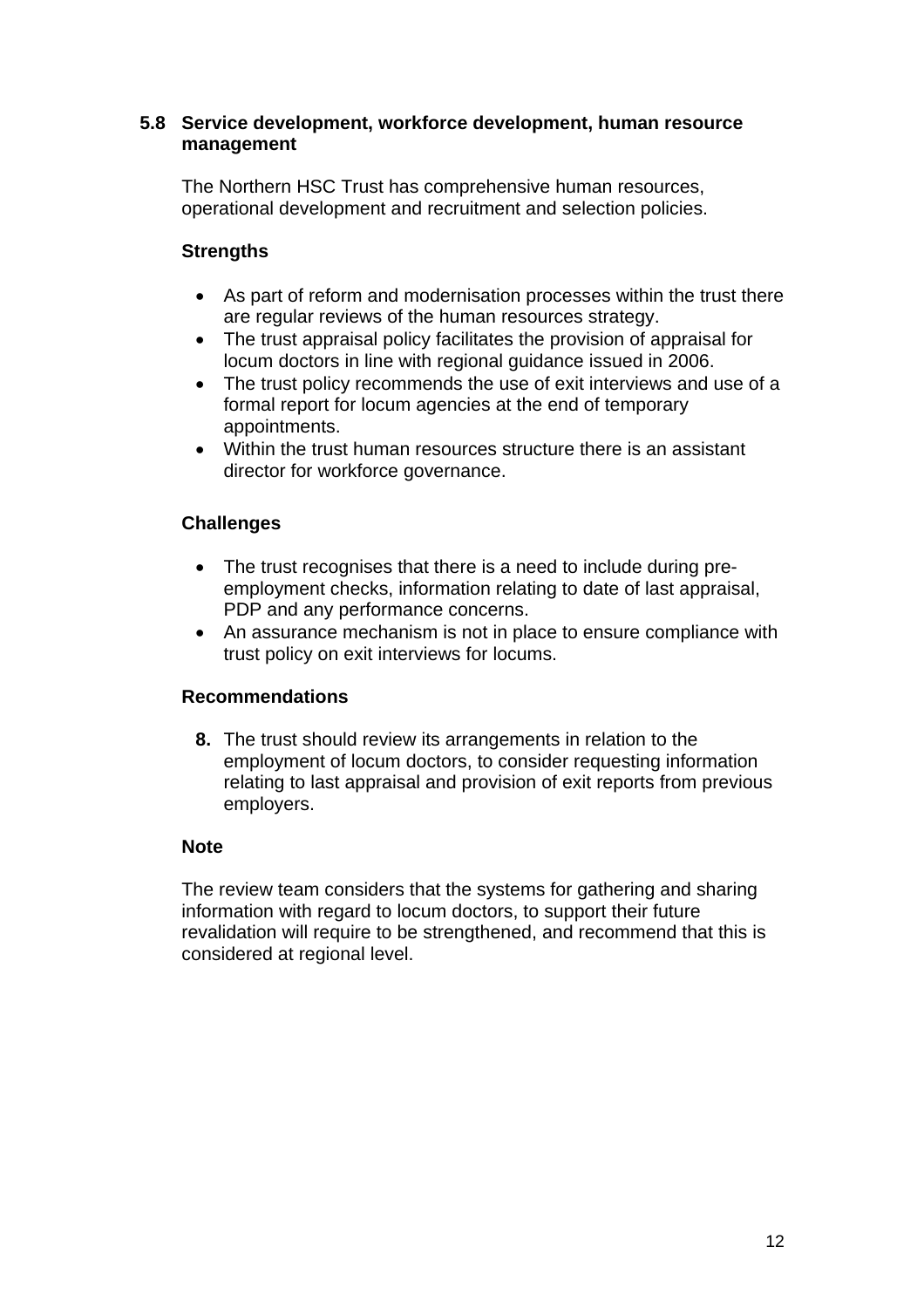### 5.8 Service development, workforce development, human resource management

The Northern HSC Trust has comprehensive human resources, operational development and recruitment and selection policies.

**Strengths**

- As part of reform and modernisation processes within the trust there are regular reviews of the human resources strategy.
- The trust appraisal policy facilitates the provision of appraisal for locum doctors in line with regional guidance issued in 2006.
- The trust policy recommends the use of exit interviews and use of a formal report for locum agencies at the end of temporary appointments.
- Within the trust human resources structure there is an assistant director for workforce governance.

**Challenges**

- The trust recognises that there is a need to include during pre-employment checks, information relating to date of last appraisal, PDP and any performance concerns.
- An assurance mechanism is not in place to ensure compliance with trust policy on exit interviews for locums.

**Recommendations**

**8.** The trust should review its arrangements in relation to the employment of locum doctors, to consider requesting information relating to last appraisal and provision of exit reports from previous employers.

**Note**

The review team considers that the systems for gathering and sharing information with regard to locum doctors, to support their future revalidation will require to be strengthened, and recommend that this is considered at regional level.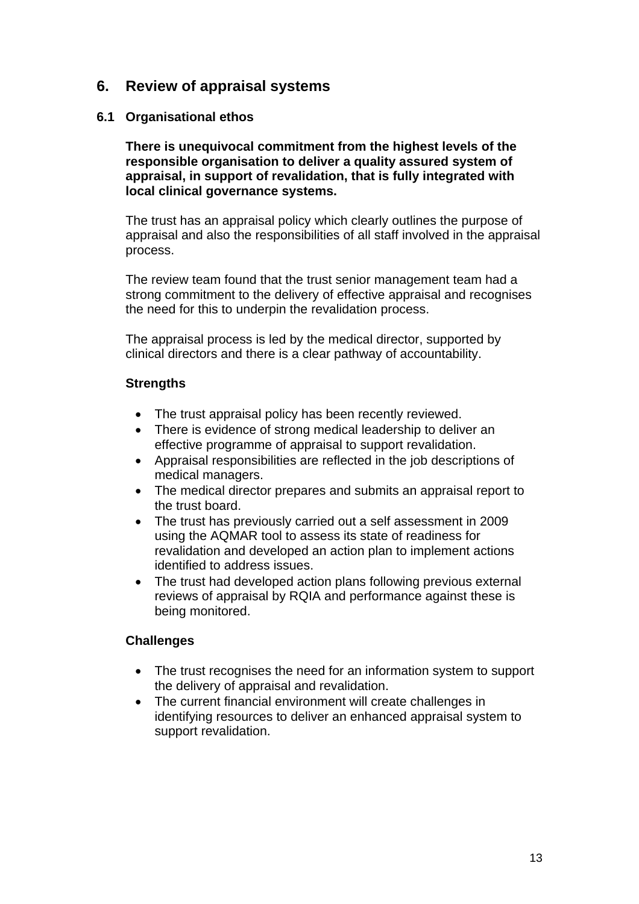## 6. Review of appraisal systems

### 6.1 Organisational ethos

**There is unequivocal commitment from the highest levels of the responsible organisation to deliver a quality assured system of appraisal, in support of revalidation, that is fully integrated with local clinical governance systems.**

The trust has an appraisal policy which clearly outlines the purpose of appraisal and also the responsibilities of all staff involved in the appraisal process.

The review team found that the trust senior management team had a strong commitment to the delivery of effective appraisal and recognises the need for this to underpin the revalidation process.

The appraisal process is led by the medical director, supported by clinical directors and there is a clear pathway of accountability.

**Strengths**

- The trust appraisal policy has been recently reviewed.
- There is evidence of strong medical leadership to deliver an effective programme of appraisal to support revalidation.
- Appraisal responsibilities are reflected in the job descriptions of medical managers.
- The medical director prepares and submits an appraisal report to the trust board.
- The trust has previously carried out a self assessment in 2009 using the AQMAR tool to assess its state of readiness for revalidation and developed an action plan to implement actions identified to address issues.
- The trust had developed action plans following previous external reviews of appraisal by RQIA and performance against these is being monitored.

**Challenges**

- The trust recognises the need for an information system to support the delivery of appraisal and revalidation.
- The current financial environment will create challenges in identifying resources to deliver an enhanced appraisal system to support revalidation.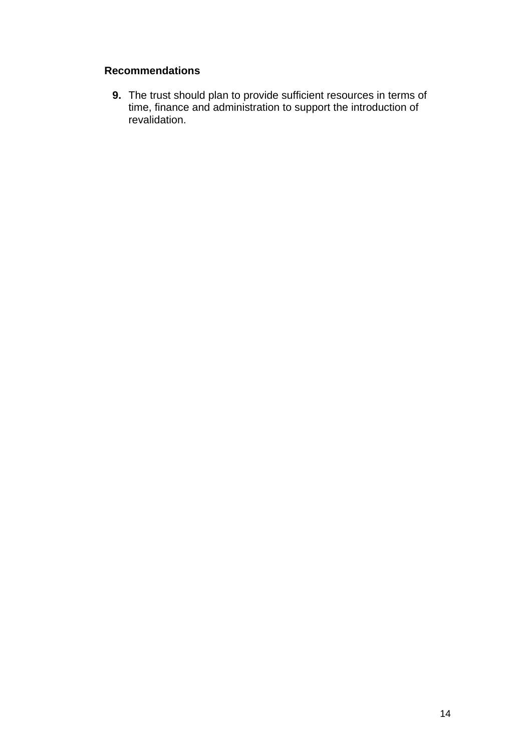**Recommendations**

9. The trust should plan to provide sufficient resources in terms of time, finance and administration to support the introduction of revalidation.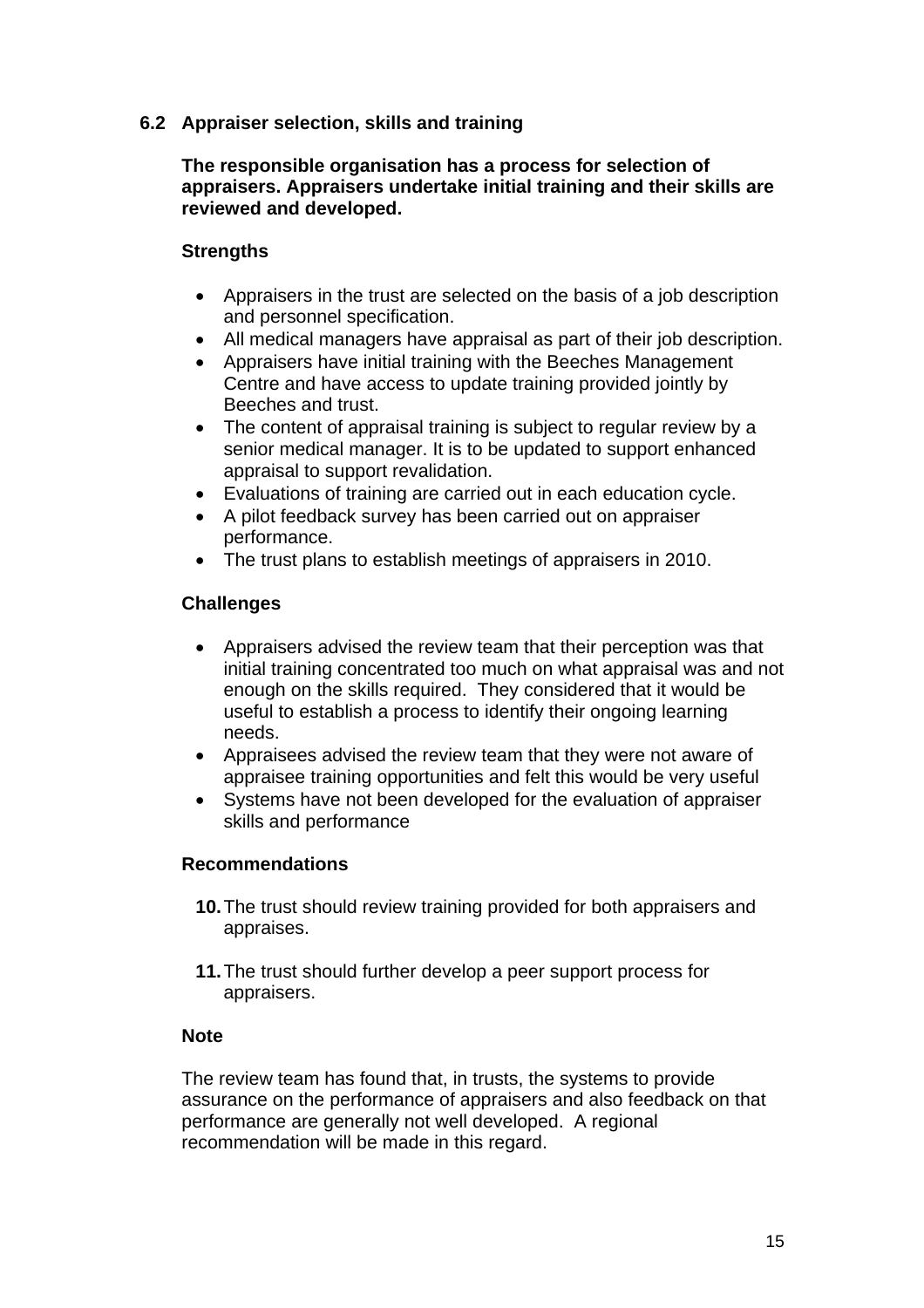### 6.2 Appraiser selection, skills and training

**The responsible organisation has a process for selection of appraisers. Appraisers undertake initial training and their skills are reviewed and developed.**

**Strengths**

- Appraisers in the trust are selected on the basis of a job description and personnel specification.
- All medical managers have appraisal as part of their job description.
- Appraisers have initial training with the Beeches Management Centre and have access to update training provided jointly by Beeches and trust.
- The content of appraisal training is subject to regular review by a senior medical manager. It is to be updated to support enhanced appraisal to support revalidation.
- Evaluations of training are carried out in each education cycle.
- A pilot feedback survey has been carried out on appraiser performance.
- The trust plans to establish meetings of appraisers in 2010.

**Challenges**

- Appraisers advised the review team that their perception was that initial training concentrated too much on what appraisal was and not enough on the skills required. They considered that it would be useful to establish a process to identify their ongoing learning needs.
- Appraisees advised the review team that they were not aware of appraisee training opportunities and felt this would be very useful
- Systems have not been developed for the evaluation of appraiser skills and performance

**Recommendations**

**10.** The trust should review training provided for both appraisers and appraises.

**11.** The trust should further develop a peer support process for appraisers.

**Note**

The review team has found that, in trusts, the systems to provide assurance on the performance of appraisers and also feedback on that performance are generally not well developed. A regional recommendation will be made in this regard.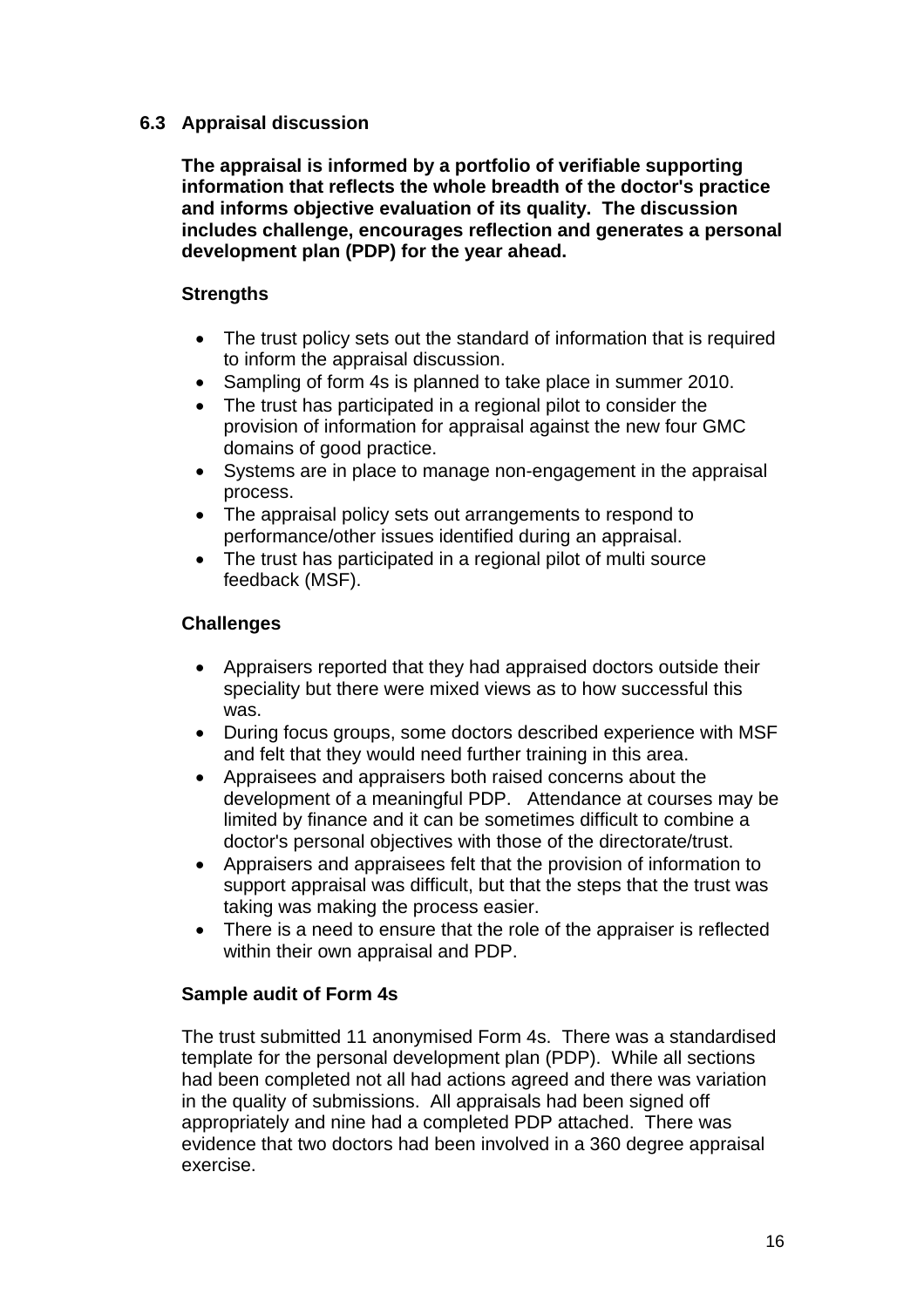### 6.3 Appraisal discussion

**The appraisal is informed by a portfolio of verifiable supporting information that reflects the whole breadth of the doctor's practice and informs objective evaluation of its quality. The discussion includes challenge, encourages reflection and generates a personal development plan (PDP) for the year ahead.**

**Strengths**

- The trust policy sets out the standard of information that is required to inform the appraisal discussion.
- Sampling of form 4s is planned to take place in summer 2010.
- The trust has participated in a regional pilot to consider the provision of information for appraisal against the new four GMC domains of good practice.
- Systems are in place to manage non-engagement in the appraisal process.
- The appraisal policy sets out arrangements to respond to performance/other issues identified during an appraisal.
- The trust has participated in a regional pilot of multi source feedback (MSF).

**Challenges**

- Appraisers reported that they had appraised doctors outside their speciality but there were mixed views as to how successful this was.
- During focus groups, some doctors described experience with MSF and felt that they would need further training in this area.
- Appraisees and appraisers both raised concerns about the development of a meaningful PDP. Attendance at courses may be limited by finance and it can be sometimes difficult to combine a doctor's personal objectives with those of the directorate/trust.
- Appraisers and appraisees felt that the provision of information to support appraisal was difficult, but that the steps that the trust was taking was making the process easier.
- There is a need to ensure that the role of the appraiser is reflected within their own appraisal and PDP.

**Sample audit of Form 4s**

The trust submitted 11 anonymised Form 4s. There was a standardised template for the personal development plan (PDP). While all sections had been completed not all had actions agreed and there was variation in the quality of submissions. All appraisals had been signed off appropriately and nine had a completed PDP attached. There was evidence that two doctors had been involved in a 360 degree appraisal exercise.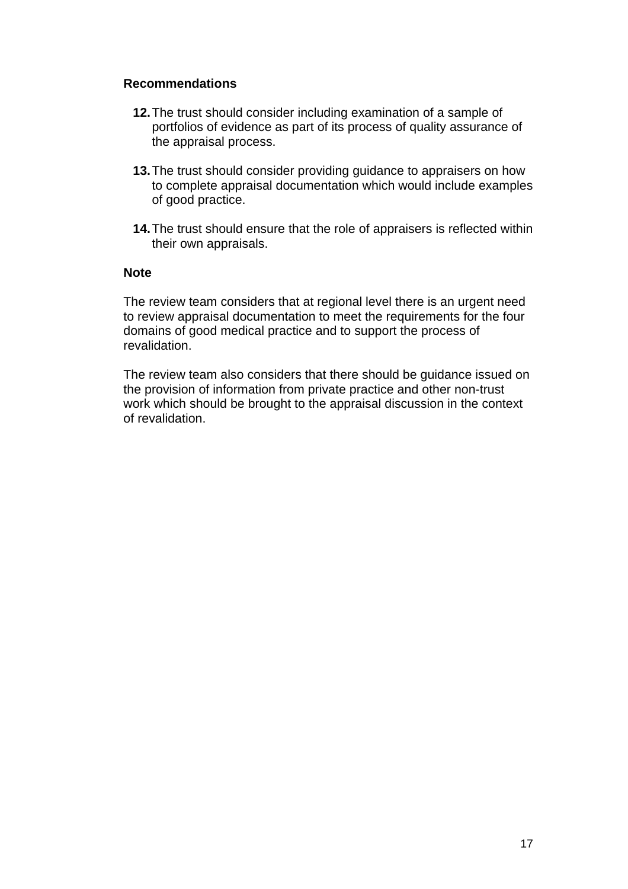**Recommendations**

12. The trust should consider including examination of a sample of portfolios of evidence as part of its process of quality assurance of the appraisal process.

13. The trust should consider providing guidance to appraisers on how to complete appraisal documentation which would include examples of good practice.

14. The trust should ensure that the role of appraisers is reflected within their own appraisals.

**Note**

The review team considers that at regional level there is an urgent need to review appraisal documentation to meet the requirements for the four domains of good medical practice and to support the process of revalidation.

The review team also considers that there should be guidance issued on the provision of information from private practice and other non-trust work which should be brought to the appraisal discussion in the context of revalidation.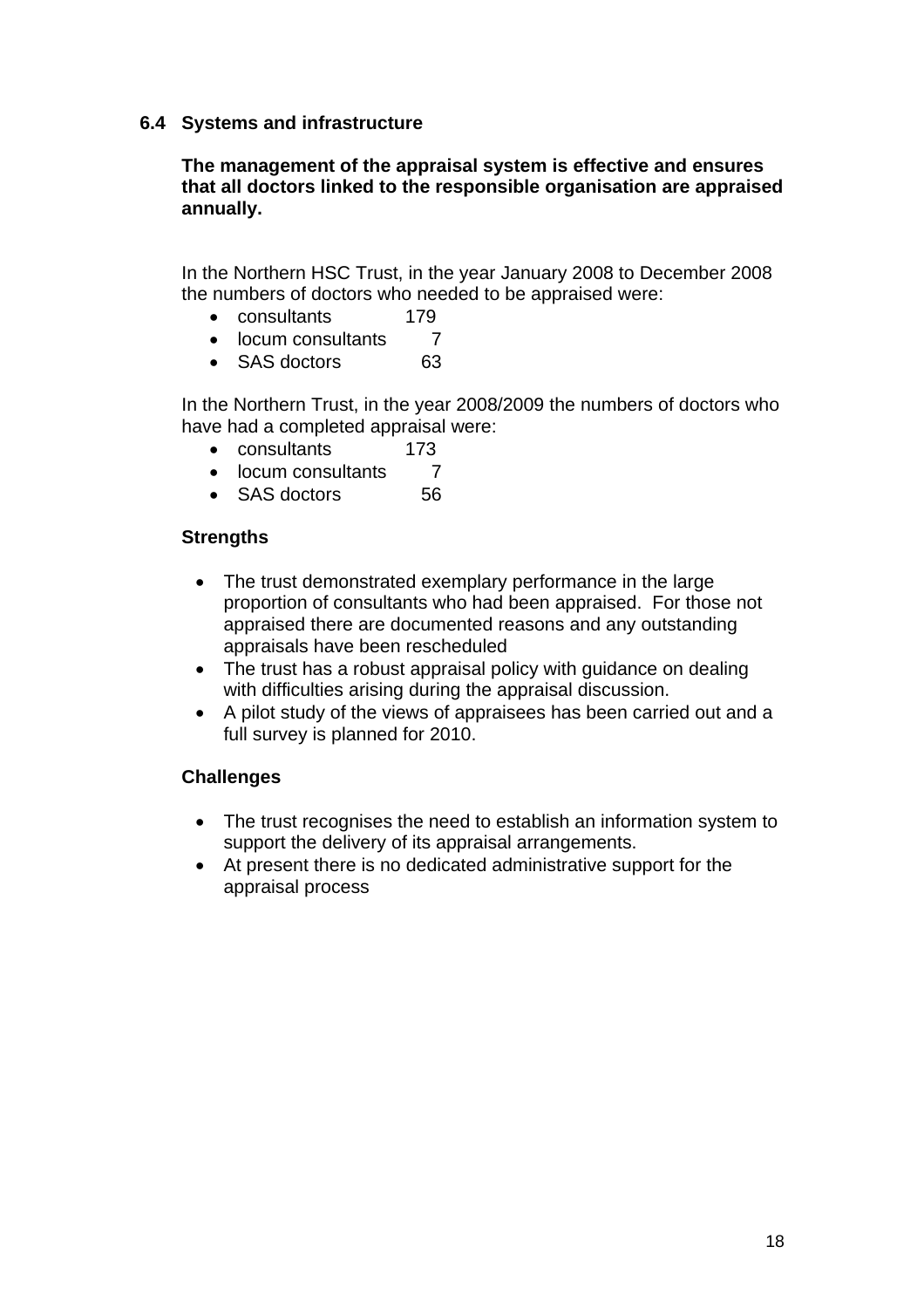### 6.4 Systems and infrastructure

**The management of the appraisal system is effective and ensures that all doctors linked to the responsible organisation are appraised annually.**

In the Northern HSC Trust, in the year January 2008 to December 2008 the numbers of doctors who needed to be appraised were:

- consultants 179
- locum consultants 7
- SAS doctors 63

In the Northern Trust, in the year 2008/2009 the numbers of doctors who have had a completed appraisal were:

- consultants 173
- locum consultants 7
- SAS doctors 56

**Strengths**

- The trust demonstrated exemplary performance in the large proportion of consultants who had been appraised. For those not appraised there are documented reasons and any outstanding appraisals have been rescheduled
- The trust has a robust appraisal policy with guidance on dealing with difficulties arising during the appraisal discussion.
- A pilot study of the views of appraisees has been carried out and a full survey is planned for 2010.

**Challenges**

- The trust recognises the need to establish an information system to support the delivery of its appraisal arrangements.
- At present there is no dedicated administrative support for the appraisal process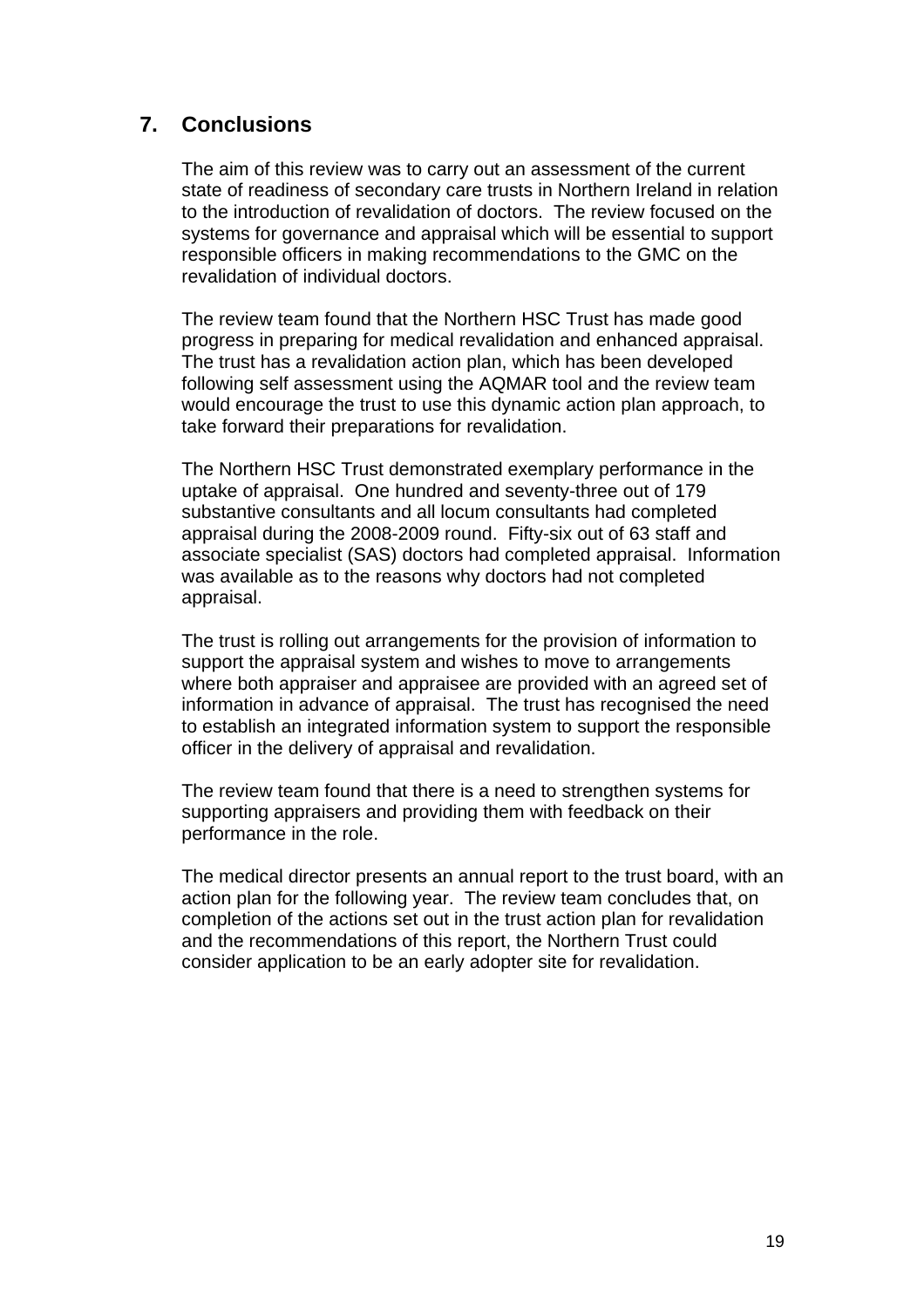## 7. Conclusions

The aim of this review was to carry out an assessment of the current state of readiness of secondary care trusts in Northern Ireland in relation to the introduction of revalidation of doctors. The review focused on the systems for governance and appraisal which will be essential to support responsible officers in making recommendations to the GMC on the revalidation of individual doctors.

The review team found that the Northern HSC Trust has made good progress in preparing for medical revalidation and enhanced appraisal. The trust has a revalidation action plan, which has been developed following self assessment using the AQMAR tool and the review team would encourage the trust to use this dynamic action plan approach, to take forward their preparations for revalidation.

The Northern HSC Trust demonstrated exemplary performance in the uptake of appraisal. One hundred and seventy-three out of 179 substantive consultants and all locum consultants had completed appraisal during the 2008-2009 round. Fifty-six out of 63 staff and associate specialist (SAS) doctors had completed appraisal. Information was available as to the reasons why doctors had not completed appraisal.

The trust is rolling out arrangements for the provision of information to support the appraisal system and wishes to move to arrangements where both appraiser and appraisee are provided with an agreed set of information in advance of appraisal. The trust has recognised the need to establish an integrated information system to support the responsible officer in the delivery of appraisal and revalidation.

The review team found that there is a need to strengthen systems for supporting appraisers and providing them with feedback on their performance in the role.

The medical director presents an annual report to the trust board, with an action plan for the following year. The review team concludes that, on completion of the actions set out in the trust action plan for revalidation and the recommendations of this report, the Northern Trust could consider application to be an early adopter site for revalidation.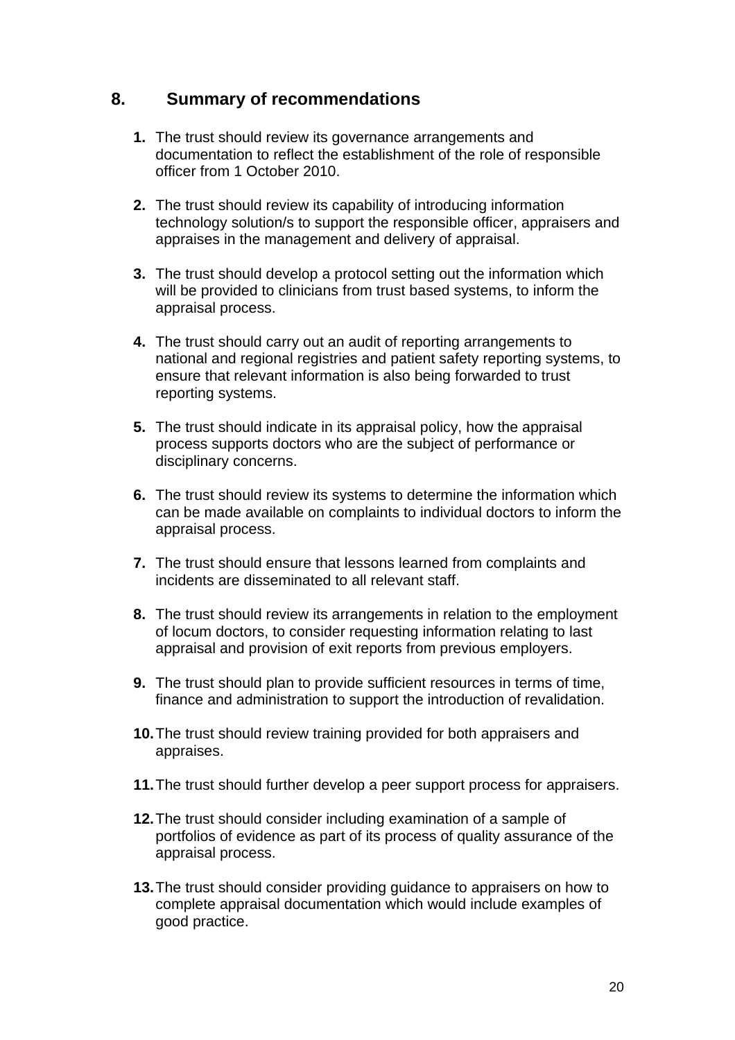## 8. Summary of recommendations

1. The trust should review its governance arrangements and documentation to reflect the establishment of the role of responsible officer from 1 October 2010.

2. The trust should review its capability of introducing information technology solution/s to support the responsible officer, appraisers and appraises in the management and delivery of appraisal.

3. The trust should develop a protocol setting out the information which will be provided to clinicians from trust based systems, to inform the appraisal process.

4. The trust should carry out an audit of reporting arrangements to national and regional registries and patient safety reporting systems, to ensure that relevant information is also being forwarded to trust reporting systems.

5. The trust should indicate in its appraisal policy, how the appraisal process supports doctors who are the subject of performance or disciplinary concerns.

6. The trust should review its systems to determine the information which can be made available on complaints to individual doctors to inform the appraisal process.

7. The trust should ensure that lessons learned from complaints and incidents are disseminated to all relevant staff.

8. The trust should review its arrangements in relation to the employment of locum doctors, to consider requesting information relating to last appraisal and provision of exit reports from previous employers.

9. The trust should plan to provide sufficient resources in terms of time, finance and administration to support the introduction of revalidation.

10. The trust should review training provided for both appraisers and appraises.

11. The trust should further develop a peer support process for appraisers.

12. The trust should consider including examination of a sample of portfolios of evidence as part of its process of quality assurance of the appraisal process.

13. The trust should consider providing guidance to appraisers on how to complete appraisal documentation which would include examples of good practice.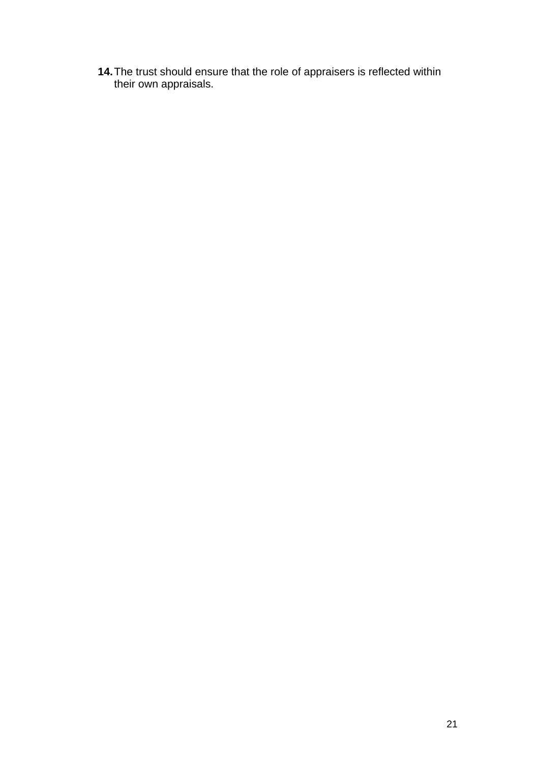**14.** The trust should ensure that the role of appraisers is reflected within their own appraisals.